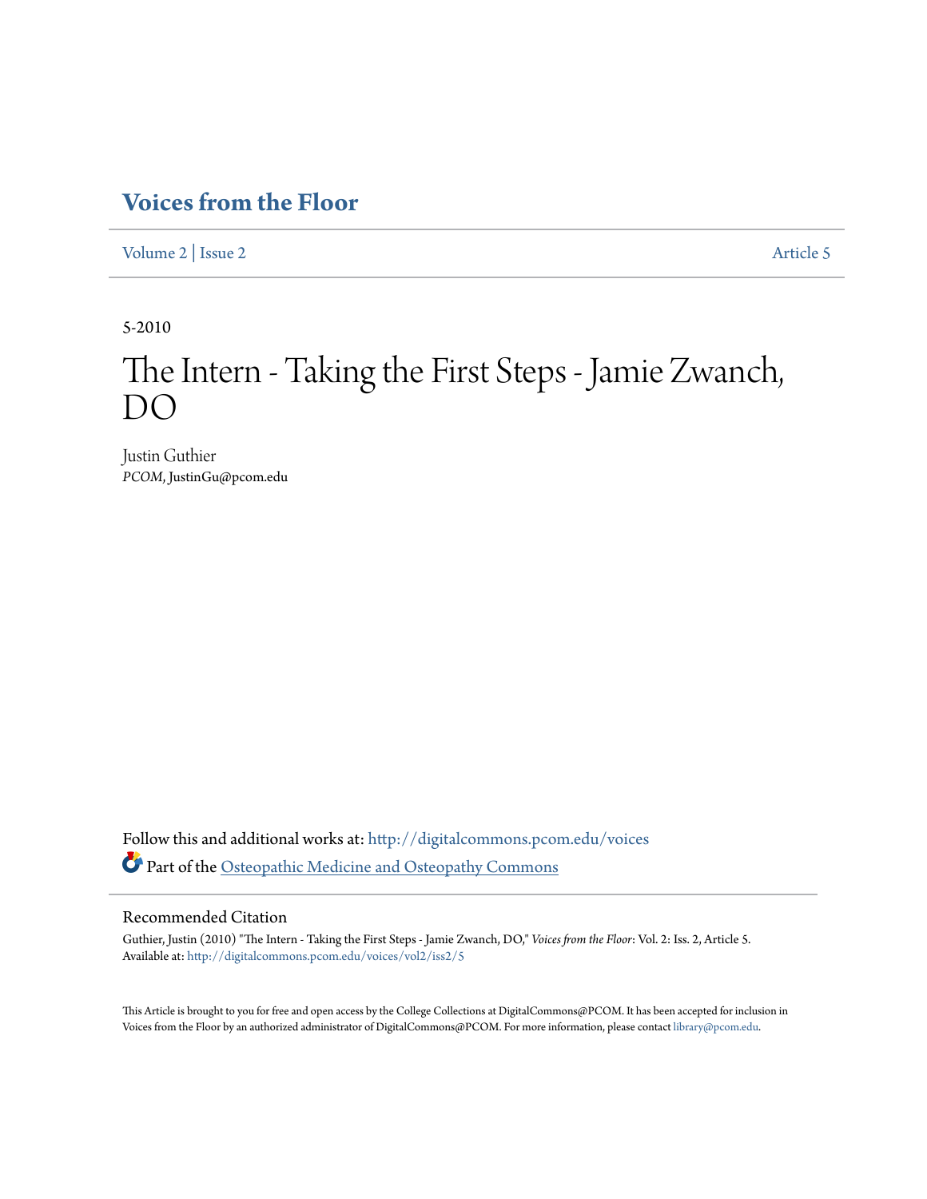# Voices from the Floor

Volume 2 | Issue 2 Article 5

5-2010

# The Intern - Taking the First Steps - Jamie Zwanch, DO

Justin Guthier
*PCOM*, JustinGu@pcom.edu

Follow this and additional works at: http://digitalcommons.pcom.edu/voices

Part of the Osteopathic Medicine and Osteopathy Commons

## Recommended Citation

Guthier, Justin (2010) "The Intern - Taking the First Steps - Jamie Zwanch, DO," *Voices from the Floor*: Vol. 2: Iss. 2, Article 5.
Available at: http://digitalcommons.pcom.edu/voices/vol2/iss2/5

This Article is brought to you for free and open access by the College Collections at DigitalCommons@PCOM. It has been accepted for inclusion in Voices from the Floor by an authorized administrator of DigitalCommons@PCOM. For more information, please contact library@pcom.edu.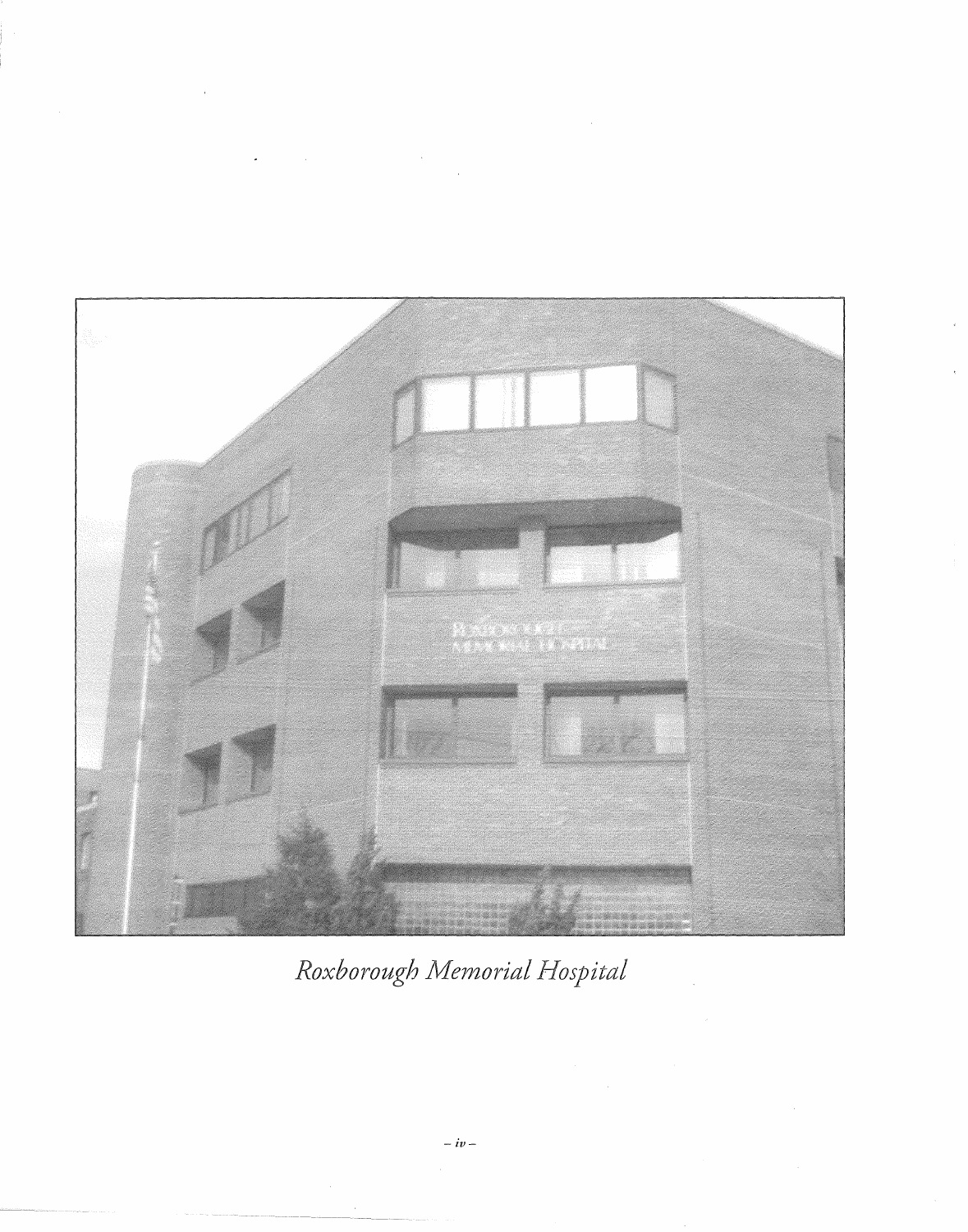*Roxborough Memorial Hospital*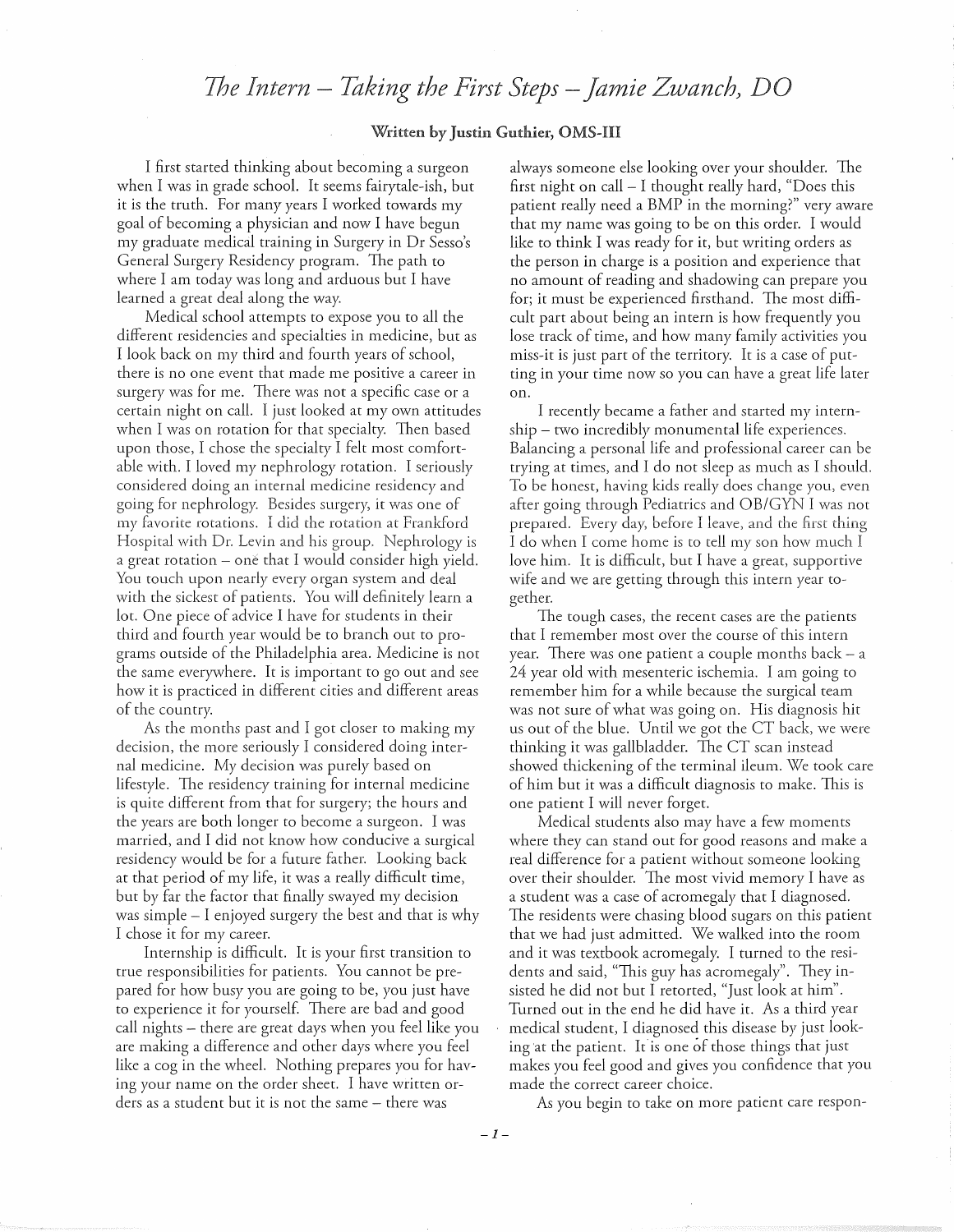# *The Intern – Taking the First Steps – Jamie Zwanch, DO*

**Written by Justin Guthier, OMS-III**

I first started thinking about becoming a surgeon when I was in grade school. It seems fairytale-ish, but it is the truth. For many years I worked towards my goal of becoming a physician and now I have begun my graduate medical training in Surgery in Dr Sesso's General Surgery Residency program. The path to where I am today was long and arduous but I have learned a great deal along the way.

Medical school attempts to expose you to all the different residencies and specialties in medicine, but as I look back on my third and fourth years of school, there is no one event that made me positive a career in surgery was for me. There was not a specific case or a certain night on call. I just looked at my own attitudes when I was on rotation for that specialty. Then based upon those, I chose the specialty I felt most comfortable with. I loved my nephrology rotation. I seriously considered doing an internal medicine residency and going for nephrology. Besides surgery, it was one of my favorite rotations. I did the rotation at Frankford Hospital with Dr. Levin and his group. Nephrology is a great rotation – one that I would consider high yield. You touch upon nearly every organ system and deal with the sickest of patients. You will definitely learn a lot. One piece of advice I have for students in their third and fourth year would be to branch out to programs outside of the Philadelphia area. Medicine is not the same everywhere. It is important to go out and see how it is practiced in different cities and different areas of the country.

As the months past and I got closer to making my decision, the more seriously I considered doing internal medicine. My decision was purely based on lifestyle. The residency training for internal medicine is quite different from that for surgery; the hours and the years are both longer to become a surgeon. I was married, and I did not know how conducive a surgical residency would be for a future father. Looking back at that period of my life, it was a really difficult time, but by far the factor that finally swayed my decision was simple – I enjoyed surgery the best and that is why I chose it for my career.

Internship is difficult. It is your first transition to true responsibilities for patients. You cannot be prepared for how busy you are going to be, you just have to experience it for yourself. There are bad and good call nights – there are great days when you feel like you are making a difference and other days where you feel like a cog in the wheel. Nothing prepares you for having your name on the order sheet. I have written orders as a student but it is not the same – there was always someone else looking over your shoulder. The first night on call – I thought really hard, "Does this patient really need a BMP in the morning?" very aware that my name was going to be on this order. I would like to think I was ready for it, but writing orders as the person in charge is a position and experience that no amount of reading and shadowing can prepare you for; it must be experienced firsthand. The most difficult part about being an intern is how frequently you lose track of time, and how many family activities you miss-it is just part of the territory. It is a case of putting in your time now so you can have a great life later on.

I recently became a father and started my internship – two incredibly monumental life experiences. Balancing a personal life and professional career can be trying at times, and I do not sleep as much as I should. To be honest, having kids really does change you, even after going through Pediatrics and OB/GYN I was not prepared. Every day, before I leave, and the first thing I do when I come home is to tell my son how much I love him. It is difficult, but I have a great, supportive wife and we are getting through this intern year together.

The tough cases, the recent cases are the patients that I remember most over the course of this intern year. There was one patient a couple months back – a 24 year old with mesenteric ischemia. I am going to remember him for a while because the surgical team was not sure of what was going on. His diagnosis hit us out of the blue. Until we got the CT back, we were thinking it was gallbladder. The CT scan instead showed thickening of the terminal ileum. We took care of him but it was a difficult diagnosis to make. This is one patient I will never forget.

Medical students also may have a few moments where they can stand out for good reasons and make a real difference for a patient without someone looking over their shoulder. The most vivid memory I have as a student was a case of acromegaly that I diagnosed. The residents were chasing blood sugars on this patient that we had just admitted. We walked into the room and it was textbook acromegaly. I turned to the residents and said, "This guy has acromegaly". They insisted he did not but I retorted, "Just look at him". Turned out in the end he did have it. As a third year medical student, I diagnosed this disease by just looking at the patient. It is one of those things that just makes you feel good and gives you confidence that you made the correct career choice.

As you begin to take on more patient care respon-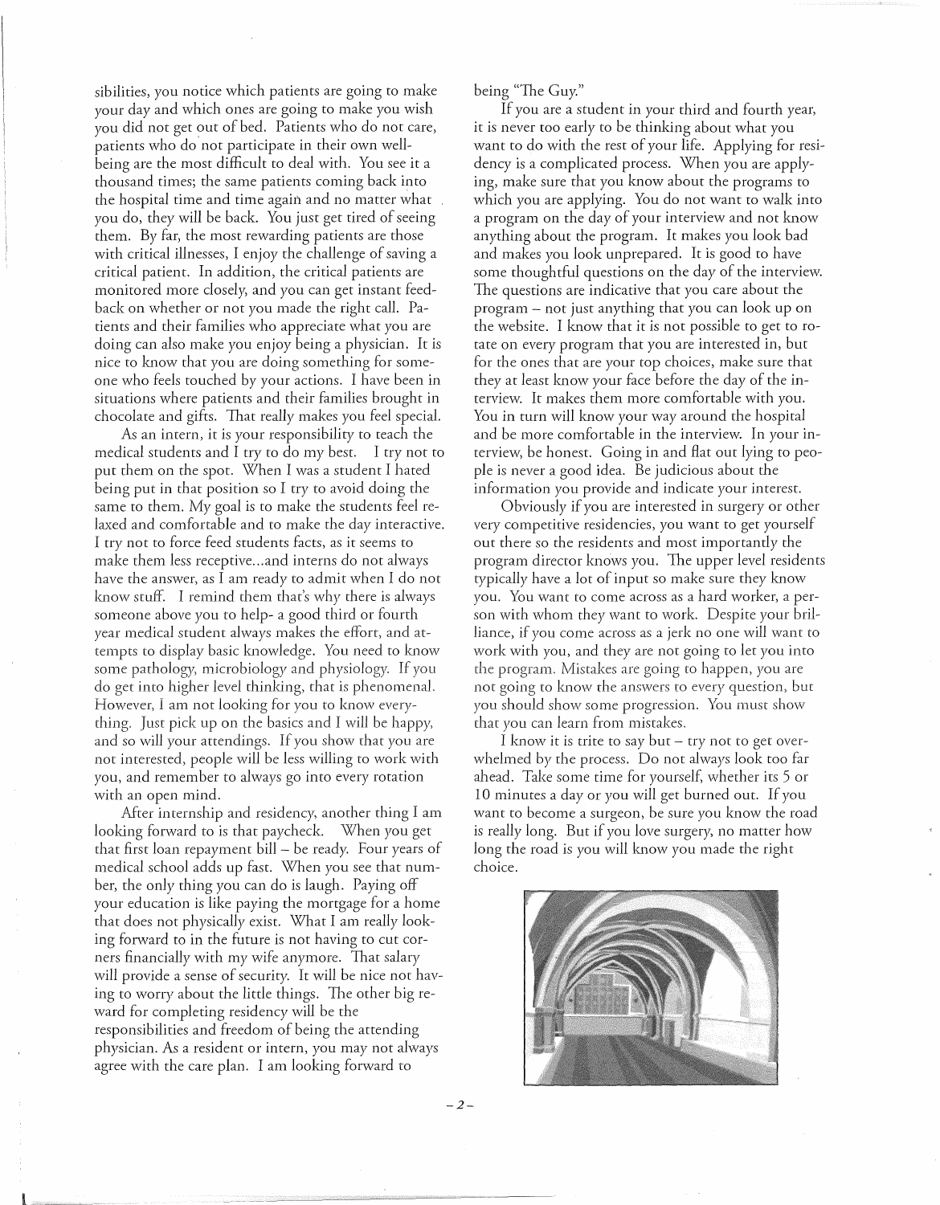sibilities, you notice which patients are going to make your day and which ones are going to make you wish you did not get out of bed. Patients who do not care, patients who do not participate in their own well-being are the most difficult to deal with. You see it a thousand times; the same patients coming back into the hospital time and time again and no matter what you do, they will be back. You just get tired of seeing them. By far, the most rewarding patients are those with critical illnesses, I enjoy the challenge of saving a critical patient. In addition, the critical patients are monitored more closely, and you can get instant feedback on whether or not you made the right call. Patients and their families who appreciate what you are doing can also make you enjoy being a physician. It is nice to know that you are doing something for someone who feels touched by your actions. I have been in situations where patients and their families brought in chocolate and gifts. That really makes you feel special.

As an intern, it is your responsibility to teach the medical students and I try to do my best. I try not to put them on the spot. When I was a student I hated being put in that position so I try to avoid doing the same to them. My goal is to make the students feel relaxed and comfortable and to make the day interactive. I try not to force feed students facts, as it seems to make them less receptive...and interns do not always have the answer, as I am ready to admit when I do not know stuff. I remind them that's why there is always someone above you to help- a good third or fourth year medical student always makes the effort, and attempts to display basic knowledge. You need to know some pathology, microbiology and physiology. If you do get into higher level thinking, that is phenomenal. However, I am not looking for you to know everything. Just pick up on the basics and I will be happy, and so will your attendings. If you show that you are not interested, people will be less willing to work with you, and remember to always go into every rotation with an open mind.

After internship and residency, another thing I am looking forward to is that paycheck. When you get that first loan repayment bill – be ready. Four years of medical school adds up fast. When you see that number, the only thing you can do is laugh. Paying off your education is like paying the mortgage for a home that does not physically exist. What I am really looking forward to in the future is not having to cut corners financially with my wife anymore. That salary will provide a sense of security. It will be nice not having to worry about the little things. The other big reward for completing residency will be the responsibilities and freedom of being the attending physician. As a resident or intern, you may not always agree with the care plan. I am looking forward to being "The Guy."

If you are a student in your third and fourth year, it is never too early to be thinking about what you want to do with the rest of your life. Applying for residency is a complicated process. When you are applying, make sure that you know about the programs to which you are applying. You do not want to walk into a program on the day of your interview and not know anything about the program. It makes you look bad and makes you look unprepared. It is good to have some thoughtful questions on the day of the interview. The questions are indicative that you care about the program – not just anything that you can look up on the website. I know that it is not possible to get to rotate on every program that you are interested in, but for the ones that are your top choices, make sure that they at least know your face before the day of the interview. It makes them more comfortable with you. You in turn will know your way around the hospital and be more comfortable in the interview. In your interview, be honest. Going in and flat out lying to people is never a good idea. Be judicious about the information you provide and indicate your interest.

Obviously if you are interested in surgery or other very competitive residencies, you want to get yourself out there so the residents and most importantly the program director knows you. The upper level residents typically have a lot of input so make sure they know you. You want to come across as a hard worker, a person with whom they want to work. Despite your brilliance, if you come across as a jerk no one will want to work with you, and they are not going to let you into the program. Mistakes are going to happen, you are not going to know the answers to every question, but you should show some progression. You must show that you can learn from mistakes.

I know it is trite to say but – try not to get overwhelmed by the process. Do not always look too far ahead. Take some time for yourself, whether its 5 or 10 minutes a day or you will get burned out. If you want to become a surgeon, be sure you know the road is really long. But if you love surgery, no matter how long the road is you will know you made the right choice.